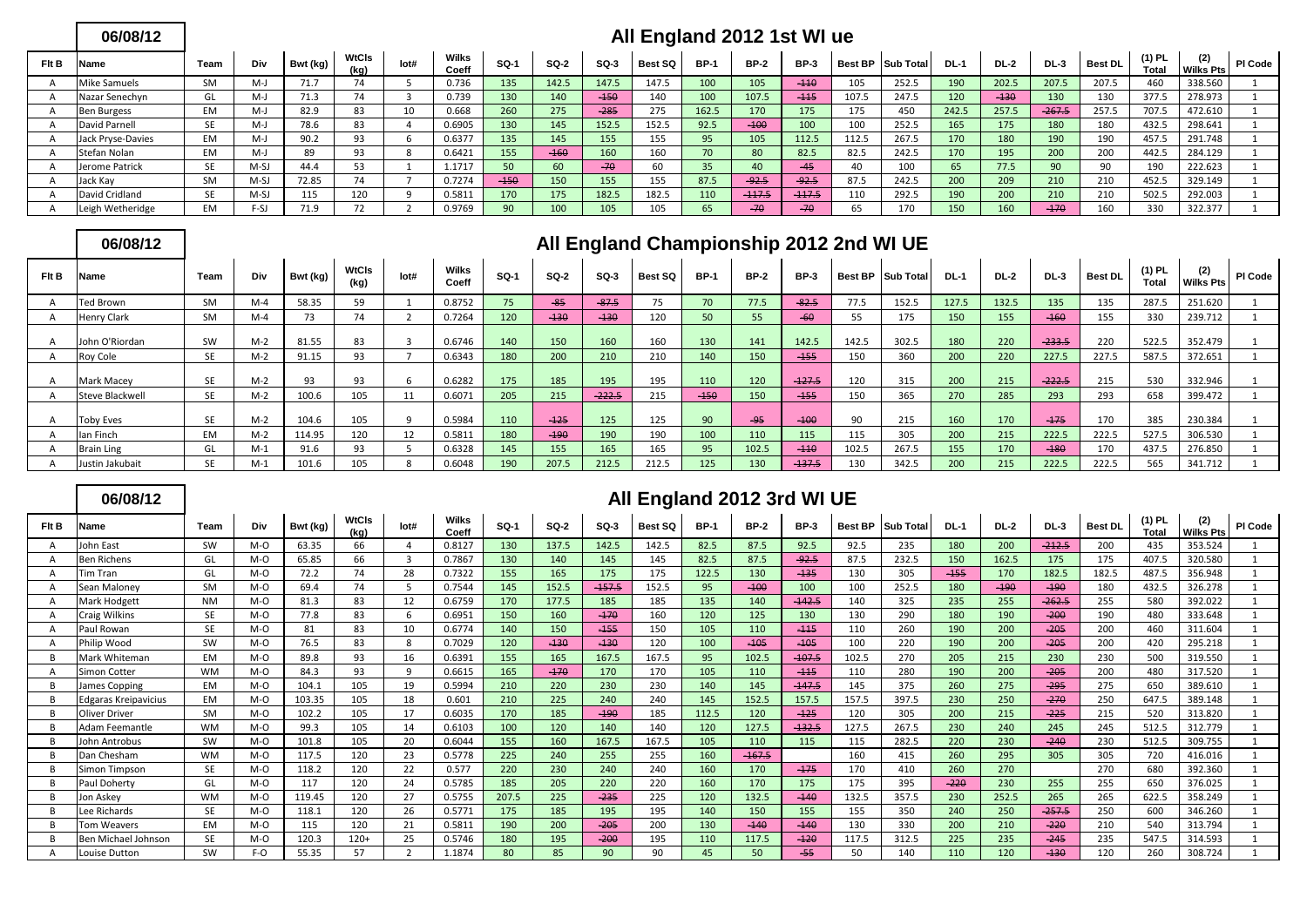06/08/12

## All England 2012 1st WI ue

| Flt B | Name | Team | Div | Bwt (kg) | WtCls (kg) | lot# | Wilks Coeff | SQ-1 | SQ-2 | SQ-3 | Best SQ | BP-1 | BP-2 | BP-3 | Best BP | Sub Total | DL-1 | DL-2 | DL-3 | Best DL | (1) PL Total | (2) Wilks Pts | Pl Code |
|---|---|---|---|---|---|---|---|---|---|---|---|---|---|---|---|---|---|---|---|---|---|---|---|
| A | Mike Samuels | SM | M-J | 71.7 | 74 | 5 | 0.736 | 135 | 142.5 | 147.5 | 147.5 | 100 | 105 | ~~110~~ | 105 | 252.5 | 190 | 202.5 | 207.5 | 207.5 | 460 | 338.560 | 1 |
| A | Nazar Senechyn | GL | M-J | 71.3 | 74 | 3 | 0.739 | 130 | 140 | ~~150~~ | 140 | 100 | 107.5 | ~~115~~ | 107.5 | 247.5 | 120 | ~~130~~ | 130 | 130 | 377.5 | 278.973 | 1 |
| A | Ben Burgess | EM | M-J | 82.9 | 83 | 10 | 0.668 | 260 | 275 | ~~285~~ | 275 | 162.5 | 170 | 175 | 175 | 450 | 242.5 | 257.5 | ~~267.5~~ | 257.5 | 707.5 | 472.610 | 1 |
| A | David Parnell | SE | M-J | 78.6 | 83 | 4 | 0.6905 | 130 | 145 | 152.5 | 152.5 | 92.5 | ~~100~~ | 100 | 100 | 252.5 | 165 | 175 | 180 | 180 | 432.5 | 298.641 | 1 |
| A | Jack Pryse-Davies | EM | M-J | 90.2 | 93 | 6 | 0.6377 | 135 | 145 | 155 | 155 | 95 | 105 | 112.5 | 112.5 | 267.5 | 170 | 180 | 190 | 190 | 457.5 | 291.748 | 1 |
| A | Stefan Nolan | EM | M-J | 89 | 93 | 8 | 0.6421 | 155 | ~~160~~ | 160 | 160 | 70 | 80 | 82.5 | 82.5 | 242.5 | 170 | 195 | 200 | 200 | 442.5 | 284.129 | 1 |
| A | Jerome Patrick | SE | M-SJ | 44.4 | 53 | 1 | 1.1717 | 50 | 60 | ~~70~~ | 60 | 35 | 40 | ~~45~~ | 40 | 100 | 65 | 77.5 | 90 | 90 | 190 | 222.623 | 1 |
| A | Jack Kay | SM | M-SJ | 72.85 | 74 | 7 | 0.7274 | ~~150~~ | 150 | 155 | 155 | 87.5 | ~~92.5~~ | ~~92.5~~ | 87.5 | 242.5 | 200 | 209 | 210 | 210 | 452.5 | 329.149 | 1 |
| A | David Cridland | SE | M-SJ | 115 | 120 | 9 | 0.5811 | 170 | 175 | 182.5 | 182.5 | 110 | ~~117.5~~ | ~~117.5~~ | 110 | 292.5 | 190 | 200 | 210 | 210 | 502.5 | 292.003 | 1 |
| A | Leigh Wetheridge | EM | F-SJ | 71.9 | 72 | 2 | 0.9769 | 90 | 100 | 105 | 105 | 65 | ~~70~~ | ~~70~~ | 65 | 170 | 150 | 160 | ~~170~~ | 160 | 330 | 322.377 | 1 |

06/08/12

## All England Championship 2012 2nd WI UE

| Flt B | Name | Team | Div | Bwt (kg) | WtCls (kg) | lot# | Wilks Coeff | SQ-1 | SQ-2 | SQ-3 | Best SQ | BP-1 | BP-2 | BP-3 | Best BP | Sub Total | DL-1 | DL-2 | DL-3 | Best DL | (1) PL Total | (2) Wilks Pts | Pl Code |
|---|---|---|---|---|---|---|---|---|---|---|---|---|---|---|---|---|---|---|---|---|---|---|---|
| A | Ted Brown | SM | M-4 | 58.35 | 59 | 1 | 0.8752 | 75 | ~~85~~ | ~~87.5~~ | 75 | 70 | 77.5 | ~~82.5~~ | 77.5 | 152.5 | 127.5 | 132.5 | 135 | 135 | 287.5 | 251.620 | 1 |
| A | Henry Clark | SM | M-4 | 73 | 74 | 2 | 0.7264 | 120 | ~~130~~ | ~~130~~ | 120 | 50 | 55 | ~~60~~ | 55 | 175 | 150 | 155 | ~~160~~ | 155 | 330 | 239.712 | 1 |
| A | John O'Riordan | SW | M-2 | 81.55 | 83 | 3 | 0.6746 | 140 | 150 | 160 | 160 | 130 | 141 | 142.5 | 142.5 | 302.5 | 180 | 220 | ~~233.5~~ | 220 | 522.5 | 352.479 | 1 |
| A | Roy Cole | SE | M-2 | 91.15 | 93 | 7 | 0.6343 | 180 | 200 | 210 | 210 | 140 | 150 | ~~155~~ | 150 | 360 | 200 | 220 | 227.5 | 227.5 | 587.5 | 372.651 | 1 |
| A | Mark Macey | SE | M-2 | 93 | 93 | 6 | 0.6282 | 175 | 185 | 195 | 195 | 110 | 120 | ~~127.5~~ | 120 | 315 | 200 | 215 | ~~222.5~~ | 215 | 530 | 332.946 | 1 |
| A | Steve Blackwell | SE | M-2 | 100.6 | 105 | 11 | 0.6071 | 205 | 215 | ~~222.5~~ | 215 | ~~150~~ | 150 | ~~155~~ | 150 | 365 | 270 | 285 | 293 | 293 | 658 | 399.472 | 1 |
| A | Toby Eves | SE | M-2 | 104.6 | 105 | 9 | 0.5984 | 110 | ~~125~~ | 125 | 125 | 90 | ~~95~~ | ~~100~~ | 90 | 215 | 160 | 170 | ~~175~~ | 170 | 385 | 230.384 | 1 |
| A | Ian Finch | EM | M-2 | 114.95 | 120 | 12 | 0.5811 | 180 | ~~190~~ | 190 | 190 | 100 | 110 | 115 | 115 | 305 | 200 | 215 | 222.5 | 222.5 | 527.5 | 306.530 | 1 |
| A | Brain Ling | GL | M-1 | 91.6 | 93 | 5 | 0.6328 | 145 | 155 | 165 | 165 | 95 | 102.5 | ~~110~~ | 102.5 | 267.5 | 155 | 170 | ~~180~~ | 170 | 437.5 | 276.850 | 1 |
| A | Justin Jakubait | SE | M-1 | 101.6 | 105 | 8 | 0.6048 | 190 | 207.5 | 212.5 | 212.5 | 125 | 130 | ~~137.5~~ | 130 | 342.5 | 200 | 215 | 222.5 | 222.5 | 565 | 341.712 | 1 |

06/08/12

## All England 2012 3rd WI UE

| Flt B | Name | Team | Div | Bwt (kg) | WtCls (kg) | lot# | Wilks Coeff | SQ-1 | SQ-2 | SQ-3 | Best SQ | BP-1 | BP-2 | BP-3 | Best BP | Sub Total | DL-1 | DL-2 | DL-3 | Best DL | (1) PL Total | (2) Wilks Pts | Pl Code |
|---|---|---|---|---|---|---|---|---|---|---|---|---|---|---|---|---|---|---|---|---|---|---|---|
| A | John East | SW | M-O | 63.35 | 66 | 4 | 0.8127 | 130 | 137.5 | 142.5 | 142.5 | 82.5 | 87.5 | 92.5 | 92.5 | 235 | 180 | 200 | ~~212.5~~ | 200 | 435 | 353.524 | 1 |
| A | Ben Richens | GL | M-O | 65.85 | 66 | 3 | 0.7867 | 130 | 140 | 145 | 145 | 82.5 | 87.5 | ~~92.5~~ | 87.5 | 232.5 | 150 | 162.5 | 175 | 175 | 407.5 | 320.580 | 1 |
| A | Tim Tran | GL | M-O | 72.2 | 74 | 28 | 0.7322 | 155 | 165 | 175 | 175 | 122.5 | 130 | ~~135~~ | 130 | 305 | ~~155~~ | 170 | 182.5 | 182.5 | 487.5 | 356.948 | 1 |
| A | Sean Maloney | SM | M-O | 69.4 | 74 | 5 | 0.7544 | 145 | 152.5 | ~~157.5~~ | 152.5 | 95 | ~~100~~ | 100 | 100 | 252.5 | 180 | ~~190~~ | ~~190~~ | 180 | 432.5 | 326.278 | 1 |
| A | Mark Hodgett | NM | M-O | 81.3 | 83 | 12 | 0.6759 | 170 | 177.5 | 185 | 185 | 135 | 140 | ~~142.5~~ | 140 | 325 | 235 | 255 | ~~262.5~~ | 255 | 580 | 392.022 | 1 |
| A | Craig Wilkins | SE | M-O | 77.8 | 83 | 6 | 0.6951 | 150 | 160 | ~~170~~ | 160 | 120 | 125 | 130 | 130 | 290 | 180 | 190 | ~~200~~ | 190 | 480 | 333.648 | 1 |
| A | Paul Rowan | SE | M-O | 81 | 83 | 10 | 0.6774 | 140 | 150 | ~~155~~ | 150 | 105 | 110 | ~~115~~ | 110 | 260 | 190 | 200 | ~~205~~ | 200 | 460 | 311.604 | 1 |
| A | Philip Wood | SW | M-O | 76.5 | 83 | 8 | 0.7029 | 120 | ~~130~~ | ~~130~~ | 120 | 100 | ~~105~~ | ~~105~~ | 100 | 220 | 190 | 200 | ~~205~~ | 200 | 420 | 295.218 | 1 |
| B | Mark Whiteman | EM | M-O | 89.8 | 93 | 16 | 0.6391 | 155 | 165 | 167.5 | 167.5 | 95 | 102.5 | ~~107.5~~ | 102.5 | 270 | 205 | 215 | 230 | 230 | 500 | 319.550 | 1 |
| A | Simon Cotter | WM | M-O | 84.3 | 93 | 9 | 0.6615 | 165 | ~~170~~ | 170 | 170 | 105 | 110 | ~~115~~ | 110 | 280 | 190 | 200 | ~~205~~ | 200 | 480 | 317.520 | 1 |
| B | James Copping | EM | M-O | 104.1 | 105 | 19 | 0.5994 | 210 | 220 | 230 | 230 | 140 | 145 | ~~147.5~~ | 145 | 375 | 260 | 275 | ~~295~~ | 275 | 650 | 389.610 | 1 |
| B | Edgaras Kreipavicius | EM | M-O | 103.35 | 105 | 18 | 0.601 | 210 | 225 | 240 | 240 | 145 | 152.5 | 157.5 | 157.5 | 397.5 | 230 | 250 | ~~270~~ | 250 | 647.5 | 389.148 | 1 |
| B | Oliver Driver | SM | M-O | 102.2 | 105 | 17 | 0.6035 | 170 | 185 | ~~190~~ | 185 | 112.5 | 120 | ~~125~~ | 120 | 305 | 200 | 215 | ~~225~~ | 215 | 520 | 313.820 | 1 |
| B | Adam Feemantle | WM | M-O | 99.3 | 105 | 14 | 0.6103 | 100 | 120 | 140 | 140 | 120 | 127.5 | ~~132.5~~ | 127.5 | 267.5 | 230 | 240 | 245 | 245 | 512.5 | 312.779 | 1 |
| B | John Antrobus | SW | M-O | 101.8 | 105 | 20 | 0.6044 | 155 | 160 | 167.5 | 167.5 | 105 | 110 | 115 | 115 | 282.5 | 220 | 230 | ~~240~~ | 230 | 512.5 | 309.755 | 1 |
| B | Dan Chesham | WM | M-O | 117.5 | 120 | 23 | 0.5778 | 225 | 240 | 255 | 255 | 160 | ~~167.5~~ | | 160 | 415 | 260 | 295 | 305 | 305 | 720 | 416.016 | 1 |
| B | Simon Timpson | SE | M-O | 118.2 | 120 | 22 | 0.577 | 220 | 230 | 240 | 240 | 160 | 170 | ~~175~~ | 170 | 410 | 260 | 270 | | 270 | 680 | 392.360 | 1 |
| B | Paul Doherty | GL | M-O | 117 | 120 | 24 | 0.5785 | 185 | 205 | 220 | 220 | 160 | 170 | 175 | 175 | 395 | ~~220~~ | 230 | 255 | 255 | 650 | 376.025 | 1 |
| B | Jon Askey | WM | M-O | 119.45 | 120 | 27 | 0.5755 | 207.5 | 225 | ~~235~~ | 225 | 120 | 132.5 | ~~140~~ | 132.5 | 357.5 | 230 | 252.5 | 265 | 265 | 622.5 | 358.249 | 1 |
| B | Lee Richards | SE | M-O | 118.1 | 120 | 26 | 0.5771 | 175 | 185 | 195 | 195 | 140 | 150 | 155 | 155 | 350 | 240 | 250 | ~~257.5~~ | 250 | 600 | 346.260 | 1 |
| B | Tom Weavers | EM | M-O | 115 | 120 | 21 | 0.5811 | 190 | 200 | ~~205~~ | 200 | 130 | ~~140~~ | ~~140~~ | 130 | 330 | 200 | 210 | ~~220~~ | 210 | 540 | 313.794 | 1 |
| B | Ben Michael Johnson | SE | M-O | 120.3 | 120+ | 25 | 0.5746 | 180 | 195 | ~~200~~ | 195 | 110 | 117.5 | ~~120~~ | 117.5 | 312.5 | 225 | 235 | ~~245~~ | 235 | 547.5 | 314.593 | 1 |
| A | Louise Dutton | SW | F-O | 55.35 | 57 | 2 | 1.1874 | 80 | 85 | 90 | 90 | 45 | 50 | ~~55~~ | 50 | 140 | 110 | 120 | ~~130~~ | 120 | 260 | 308.724 | 1 |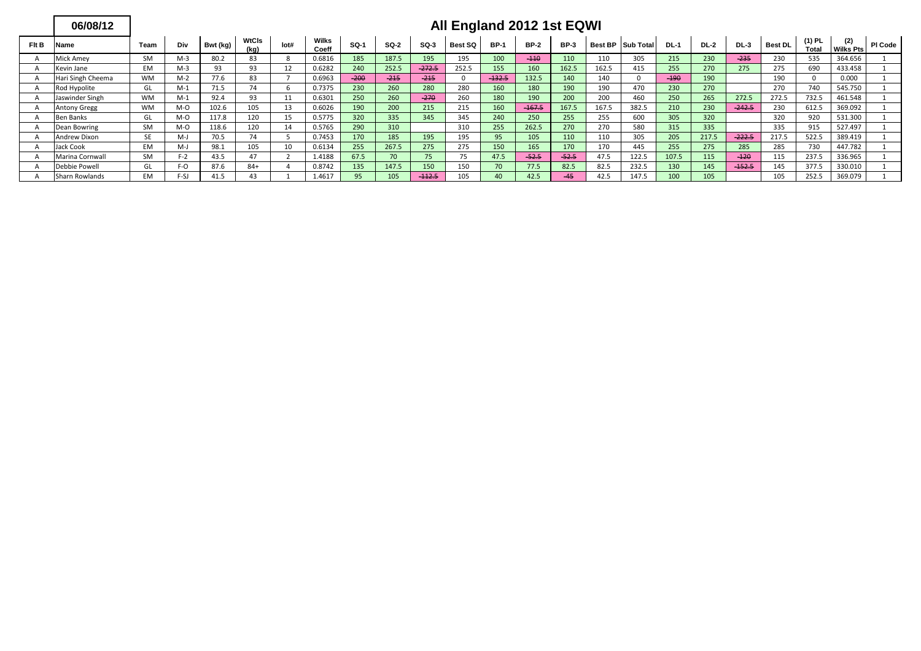**06/08/12**

# All England 2012 1st EQWI

| Flt B | Name | Team | Div | Bwt (kg) | WtCls (kg) | lot# | Wilks Coeff | SQ-1 | SQ-2 | SQ-3 | Best SQ | BP-1 | BP-2 | BP-3 | Best BP | Sub Total | DL-1 | DL-2 | DL-3 | Best DL | (1) PL Total | (2) Wilks Pts | Pl Code |
|---|---|---|---|---|---|---|---|---|---|---|---|---|---|---|---|---|---|---|---|---|---|---|---|
| A | Mick Amey | SM | M-3 | 80.2 | 83 | 8 | 0.6816 | 185 | 187.5 | 195 | 195 | 100 | ~~-110~~ | 110 | 110 | 305 | 215 | 230 | ~~-235~~ | 230 | 535 | 364.656 | 1 |
| A | Kevin Jane | EM | M-3 | 93 | 93 | 12 | 0.6282 | 240 | 252.5 | ~~-272.5~~ | 252.5 | 155 | 160 | 162.5 | 162.5 | 415 | 255 | 270 | 275 | 275 | 690 | 433.458 | 1 |
| A | Hari Singh Cheema | WM | M-2 | 77.6 | 83 | 7 | 0.6963 | ~~-200~~ | ~~-215~~ | ~~-215~~ | 0 | ~~-132.5~~ | 132.5 | 140 | 140 | 0 | ~~-190~~ | 190 | | 190 | 0 | 0.000 | 1 |
| A | Rod Hypolite | GL | M-1 | 71.5 | 74 | 6 | 0.7375 | 230 | 260 | 280 | 280 | 160 | 180 | 190 | 190 | 470 | 230 | 270 | | 270 | 740 | 545.750 | 1 |
| A | Jaswinder Singh | WM | M-1 | 92.4 | 93 | 11 | 0.6301 | 250 | 260 | ~~-270~~ | 260 | 180 | 190 | 200 | 200 | 460 | 250 | 265 | 272.5 | 272.5 | 732.5 | 461.548 | 1 |
| A | Antony Gregg | WM | M-O | 102.6 | 105 | 13 | 0.6026 | 190 | 200 | 215 | 215 | 160 | ~~-167.5~~ | 167.5 | 167.5 | 382.5 | 210 | 230 | ~~-242.5~~ | 230 | 612.5 | 369.092 | 1 |
| A | Ben Banks | GL | M-O | 117.8 | 120 | 15 | 0.5775 | 320 | 335 | 345 | 345 | 240 | 250 | 255 | 255 | 600 | 305 | 320 | | 320 | 920 | 531.300 | 1 |
| A | Dean Bowring | SM | M-O | 118.6 | 120 | 14 | 0.5765 | 290 | 310 | | 310 | 255 | 262.5 | 270 | 270 | 580 | 315 | 335 | | 335 | 915 | 527.497 | 1 |
| A | Andrew Dixon | SE | M-J | 70.5 | 74 | 5 | 0.7453 | 170 | 185 | 195 | 195 | 95 | 105 | 110 | 110 | 305 | 205 | 217.5 | ~~-222.5~~ | 217.5 | 522.5 | 389.419 | 1 |
| A | Jack Cook | EM | M-J | 98.1 | 105 | 10 | 0.6134 | 255 | 267.5 | 275 | 275 | 150 | 165 | 170 | 170 | 445 | 255 | 275 | 285 | 285 | 730 | 447.782 | 1 |
| A | Marina Cornwall | SM | F-2 | 43.5 | 47 | 2 | 1.4188 | 67.5 | 70 | 75 | 75 | 47.5 | ~~-52.5~~ | ~~-52.5~~ | 47.5 | 122.5 | 107.5 | 115 | ~~-120~~ | 115 | 237.5 | 336.965 | 1 |
| A | Debbie Powell | GL | F-O | 87.6 | 84+ | 4 | 0.8742 | 135 | 147.5 | 150 | 150 | 70 | 77.5 | 82.5 | 82.5 | 232.5 | 130 | 145 | ~~-152.5~~ | 145 | 377.5 | 330.010 | 1 |
| A | Sharn Rowlands | EM | F-SJ | 41.5 | 43 | 1 | 1.4617 | 95 | 105 | ~~-112.5~~ | 105 | 40 | 42.5 | ~~-45~~ | 42.5 | 147.5 | 100 | 105 | | 105 | 252.5 | 369.079 | 1 |